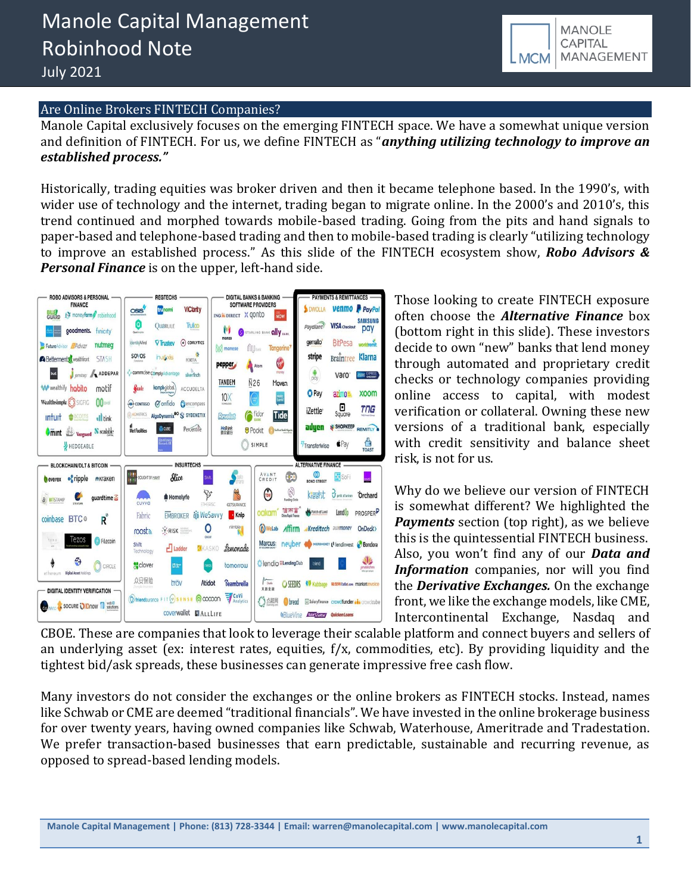# Manole Capital Management
# Robinhood Note
July 2021

## Are Online Brokers FINTECH Companies?

Manole Capital exclusively focuses on the emerging FINTECH space. We have a somewhat unique version and definition of FINTECH. For us, we define FINTECH as "***anything utilizing technology to improve an established process.***"

Historically, trading equities was broker driven and then it became telephone based. In the 1990's, with wider use of technology and the internet, trading began to migrate online. In the 2000's and 2010's, this trend continued and morphed towards mobile-based trading. Going from the pits and hand signals to paper-based and telephone-based trading and then to mobile-based trading is clearly "utilizing technology to improve an established process." As this slide of the FINTECH ecosystem show, ***Robo Advisors & Personal Finance*** is on the upper, left-hand side.

Those looking to create FINTECH exposure often choose the ***Alternative Finance*** box (bottom right in this slide). These investors decide to own "new" banks that lend money through automated and proprietary credit checks or technology companies providing online access to capital, with modest verification or collateral. Owning these new versions of a traditional bank, especially with credit sensitivity and balance sheet risk, is not for us.

Why do we believe our version of FINTECH is somewhat different? We highlighted the ***Payments*** section (top right), as we believe this is the quintessential FINTECH business. Also, you won't find any of our ***Data and Information*** companies, nor will you find the ***Derivative Exchanges.*** On the exchange front, we like the exchange models, like CME, Intercontinental Exchange, Nasdaq and CBOE. These are companies that look to leverage their scalable platform and connect buyers and sellers of an underlying asset (ex: interest rates, equities, f/x, commodities, etc). By providing liquidity and the tightest bid/ask spreads, these businesses can generate impressive free cash flow.

Many investors do not consider the exchanges or the online brokers as FINTECH stocks. Instead, names like Schwab or CME are deemed "traditional financials". We have invested in the online brokerage business for over twenty years, having owned companies like Schwab, Waterhouse, Ameritrade and Tradestation. We prefer transaction-based businesses that earn predictable, sustainable and recurring revenue, as opposed to spread-based lending models.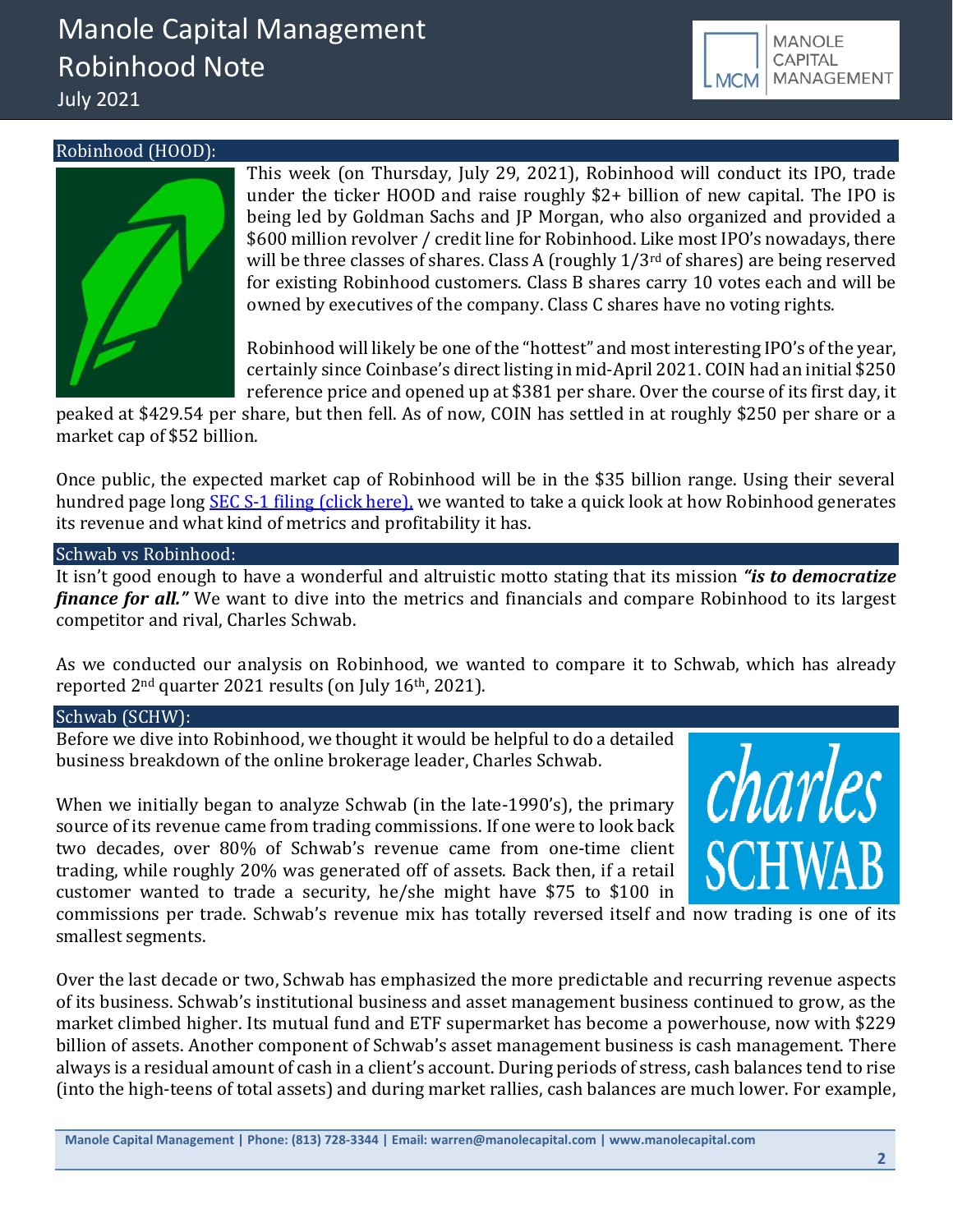## Robinhood (HOOD):

This week (on Thursday, July 29, 2021), Robinhood will conduct its IPO, trade under the ticker HOOD and raise roughly $2+ billion of new capital. The IPO is being led by Goldman Sachs and JP Morgan, who also organized and provided a $600 million revolver / credit line for Robinhood. Like most IPO's nowadays, there will be three classes of shares. Class A (roughly 1/3rd of shares) are being reserved for existing Robinhood customers. Class B shares carry 10 votes each and will be owned by executives of the company. Class C shares have no voting rights.

Robinhood will likely be one of the "hottest" and most interesting IPO's of the year, certainly since Coinbase's direct listing in mid-April 2021. COIN had an initial $250 reference price and opened up at $381 per share. Over the course of its first day, it peaked at $429.54 per share, but then fell. As of now, COIN has settled in at roughly $250 per share or a market cap of $52 billion.

Once public, the expected market cap of Robinhood will be in the $35 billion range. Using their several hundred page long [SEC S-1 filing (click here),](#) we wanted to take a quick look at how Robinhood generates its revenue and what kind of metrics and profitability it has.

## Schwab vs Robinhood:

It isn't good enough to have a wonderful and altruistic motto stating that its mission ***"is to democratize finance for all."*** We want to dive into the metrics and financials and compare Robinhood to its largest competitor and rival, Charles Schwab.

As we conducted our analysis on Robinhood, we wanted to compare it to Schwab, which has already reported 2nd quarter 2021 results (on July 16th, 2021).

## Schwab (SCHW):

Before we dive into Robinhood, we thought it would be helpful to do a detailed business breakdown of the online brokerage leader, Charles Schwab.

When we initially began to analyze Schwab (in the late-1990's), the primary source of its revenue came from trading commissions. If one were to look back two decades, over 80% of Schwab's revenue came from one-time client trading, while roughly 20% was generated off of assets. Back then, if a retail customer wanted to trade a security, he/she might have $75 to $100 in commissions per trade. Schwab's revenue mix has totally reversed itself and now trading is one of its smallest segments.

Over the last decade or two, Schwab has emphasized the more predictable and recurring revenue aspects of its business. Schwab's institutional business and asset management business continued to grow, as the market climbed higher. Its mutual fund and ETF supermarket has become a powerhouse, now with $229 billion of assets. Another component of Schwab's asset management business is cash management. There always is a residual amount of cash in a client's account. During periods of stress, cash balances tend to rise (into the high-teens of total assets) and during market rallies, cash balances are much lower. For example,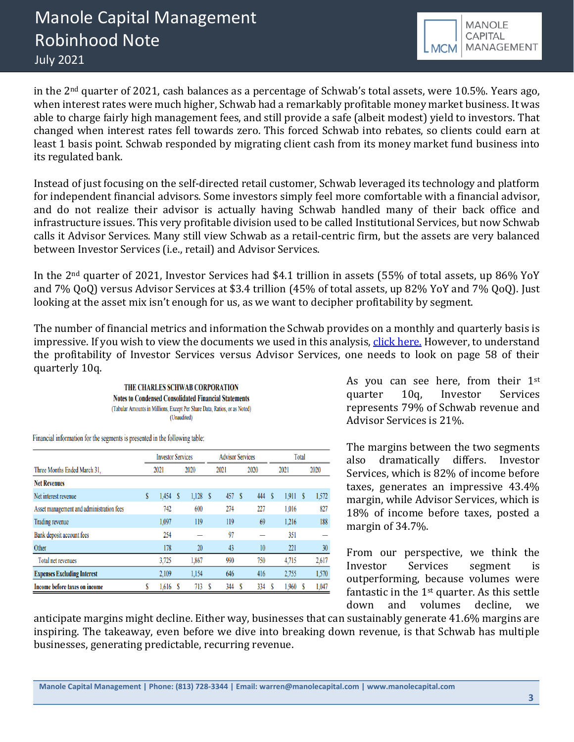in the 2nd quarter of 2021, cash balances as a percentage of Schwab's total assets, were 10.5%. Years ago, when interest rates were much higher, Schwab had a remarkably profitable money market business. It was able to charge fairly high management fees, and still provide a safe (albeit modest) yield to investors. That changed when interest rates fell towards zero. This forced Schwab into rebates, so clients could earn at least 1 basis point. Schwab responded by migrating client cash from its money market fund business into its regulated bank.

Instead of just focusing on the self-directed retail customer, Schwab leveraged its technology and platform for independent financial advisors. Some investors simply feel more comfortable with a financial advisor, and do not realize their advisor is actually having Schwab handled many of their back office and infrastructure issues. This very profitable division used to be called Institutional Services, but now Schwab calls it Advisor Services. Many still view Schwab as a retail-centric firm, but the assets are very balanced between Investor Services (i.e., retail) and Advisor Services.

In the 2nd quarter of 2021, Investor Services had $4.1 trillion in assets (55% of total assets, up 86% YoY and 7% QoQ) versus Advisor Services at $3.4 trillion (45% of total assets, up 82% YoY and 7% QoQ). Just looking at the asset mix isn't enough for us, as we want to decipher profitability by segment.

The number of financial metrics and information the Schwab provides on a monthly and quarterly basis is impressive. If you wish to view the documents we used in this analysis, [click here.](#) However, to understand the profitability of Investor Services versus Advisor Services, one needs to look on page 58 of their quarterly 10q.

**THE CHARLES SCHWAB CORPORATION**
**Notes to Condensed Consolidated Financial Statements**
(Tabular Amounts in Millions, Except Per Share Data, Ratios, or as Noted)
(Unaudited)

Financial information for the segments is presented in the following table:

| Three Months Ended March 31, | Investor Services 2021 | Investor Services 2020 | Advisor Services 2021 | Advisor Services 2020 | Total 2021 | Total 2020 |
|---|---|---|---|---|---|---|
| **Net Revenues** | | | | | | |
| Net interest revenue | $ 1,454 | $ 1,128 | $ 457 | $ 444 | $ 1,911 | $ 1,572 |
| Asset management and administration fees | 742 | 600 | 274 | 227 | 1,016 | 827 |
| Trading revenue | 1,097 | 119 | 119 | 69 | 1,216 | 188 |
| Bank deposit account fees | 254 | — | 97 | — | 351 | — |
| Other | 178 | 20 | 43 | 10 | 221 | 30 |
| Total net revenues | 3,725 | 1,867 | 990 | 750 | 4,715 | 2,617 |
| **Expenses Excluding Interest** | 2,109 | 1,154 | 646 | 416 | 2,755 | 1,570 |
| **Income before taxes on income** | $ 1,616 | $ 713 | $ 344 | $ 334 | $ 1,960 | $ 1,047 |

As you can see here, from their 1st quarter 10q, Investor Services represents 79% of Schwab revenue and Advisor Services is 21%.

The margins between the two segments also dramatically differs. Investor Services, which is 82% of income before taxes, generates an impressive 43.4% margin, while Advisor Services, which is 18% of income before taxes, posted a margin of 34.7%.

From our perspective, we think the Investor Services segment is outperforming, because volumes were fantastic in the 1st quarter. As this settle down and volumes decline, we anticipate margins might decline. Either way, businesses that can sustainably generate 41.6% margins are inspiring. The takeaway, even before we dive into breaking down revenue, is that Schwab has multiple businesses, generating predictable, recurring revenue.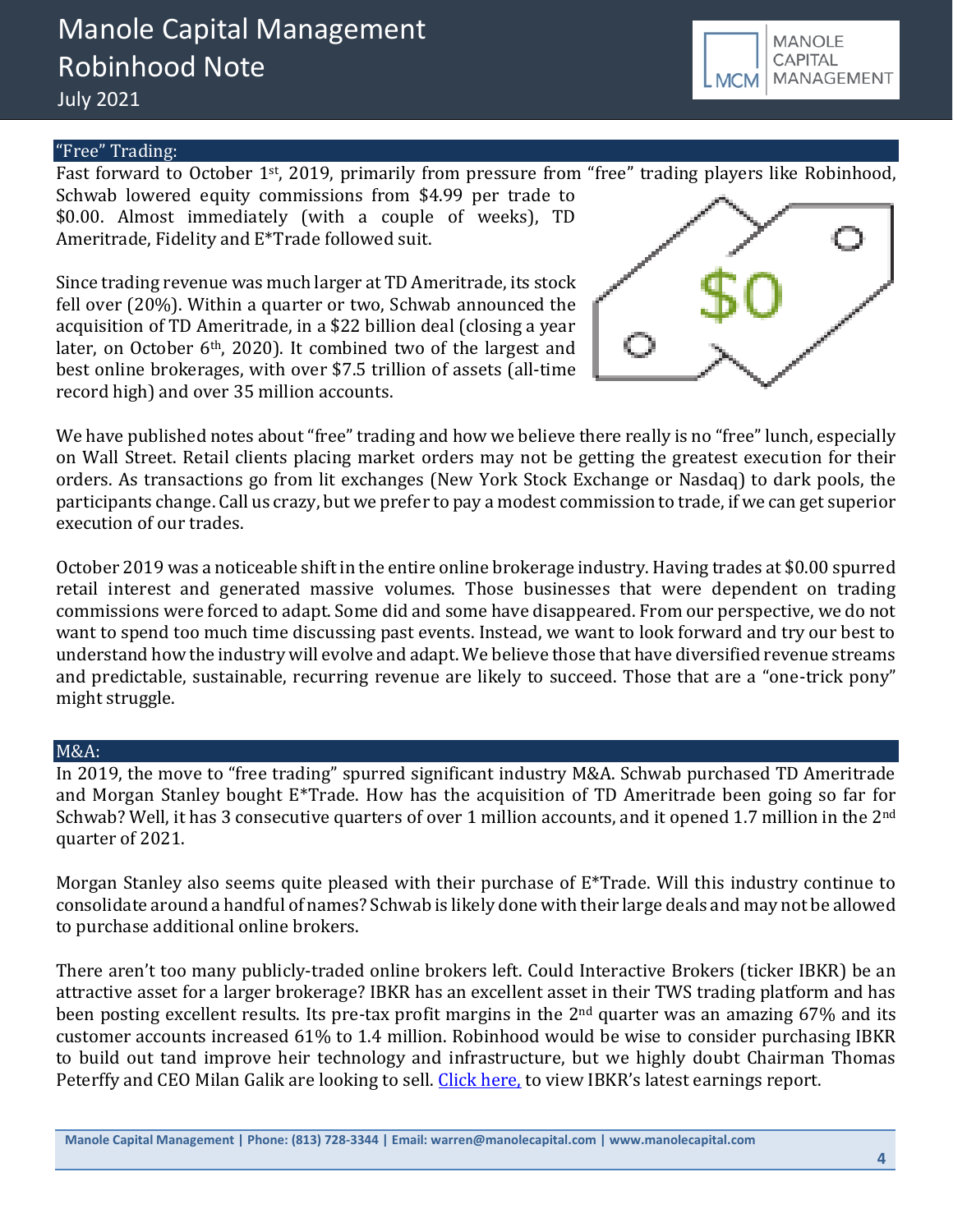## "Free" Trading:

Fast forward to October 1st, 2019, primarily from pressure from "free" trading players like Robinhood, Schwab lowered equity commissions from $4.99 per trade to $0.00. Almost immediately (with a couple of weeks), TD Ameritrade, Fidelity and E*Trade followed suit.

Since trading revenue was much larger at TD Ameritrade, its stock fell over (20%). Within a quarter or two, Schwab announced the acquisition of TD Ameritrade, in a $22 billion deal (closing a year later, on October 6th, 2020). It combined two of the largest and best online brokerages, with over $7.5 trillion of assets (all-time record high) and over 35 million accounts.

We have published notes about "free" trading and how we believe there really is no "free" lunch, especially on Wall Street. Retail clients placing market orders may not be getting the greatest execution for their orders. As transactions go from lit exchanges (New York Stock Exchange or Nasdaq) to dark pools, the participants change. Call us crazy, but we prefer to pay a modest commission to trade, if we can get superior execution of our trades.

October 2019 was a noticeable shift in the entire online brokerage industry. Having trades at $0.00 spurred retail interest and generated massive volumes. Those businesses that were dependent on trading commissions were forced to adapt. Some did and some have disappeared. From our perspective, we do not want to spend too much time discussing past events. Instead, we want to look forward and try our best to understand how the industry will evolve and adapt. We believe those that have diversified revenue streams and predictable, sustainable, recurring revenue are likely to succeed. Those that are a "one-trick pony" might struggle.

## M&A:

In 2019, the move to "free trading" spurred significant industry M&A. Schwab purchased TD Ameritrade and Morgan Stanley bought E*Trade. How has the acquisition of TD Ameritrade been going so far for Schwab? Well, it has 3 consecutive quarters of over 1 million accounts, and it opened 1.7 million in the 2nd quarter of 2021.

Morgan Stanley also seems quite pleased with their purchase of E*Trade. Will this industry continue to consolidate around a handful of names? Schwab is likely done with their large deals and may not be allowed to purchase additional online brokers.

There aren't too many publicly-traded online brokers left. Could Interactive Brokers (ticker IBKR) be an attractive asset for a larger brokerage? IBKR has an excellent asset in their TWS trading platform and has been posting excellent results. Its pre-tax profit margins in the 2nd quarter was an amazing 67% and its customer accounts increased 61% to 1.4 million. Robinhood would be wise to consider purchasing IBKR to build out tand improve heir technology and infrastructure, but we highly doubt Chairman Thomas Peterffy and CEO Milan Galik are looking to sell. Click here, to view IBKR's latest earnings report.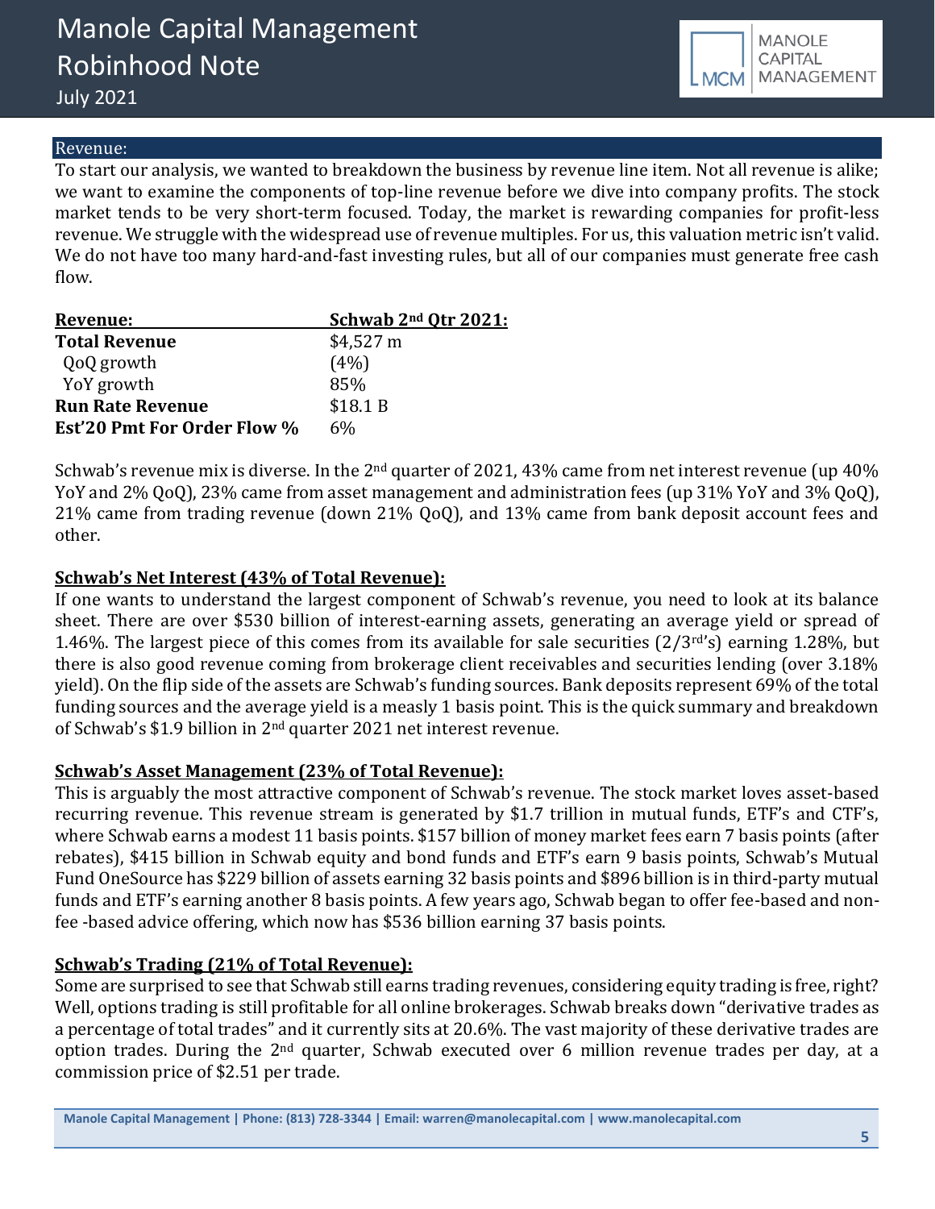## Revenue:

To start our analysis, we wanted to breakdown the business by revenue line item. Not all revenue is alike; we want to examine the components of top-line revenue before we dive into company profits. The stock market tends to be very short-term focused. Today, the market is rewarding companies for profit-less revenue. We struggle with the widespread use of revenue multiples. For us, this valuation metric isn't valid. We do not have too many hard-and-fast investing rules, but all of our companies must generate free cash flow.

| **Revenue:** | **Schwab 2nd Qtr 2021:** |
|---|---|
| **Total Revenue** | $4,527 m |
| QoQ growth | (4%) |
| YoY growth | 85% |
| **Run Rate Revenue** | $18.1 B |
| **Est'20 Pmt For Order Flow %** | 6% |

Schwab's revenue mix is diverse. In the 2nd quarter of 2021, 43% came from net interest revenue (up 40% YoY and 2% QoQ), 23% came from asset management and administration fees (up 31% YoY and 3% QoQ), 21% came from trading revenue (down 21% QoQ), and 13% came from bank deposit account fees and other.

### Schwab's Net Interest (43% of Total Revenue):

If one wants to understand the largest component of Schwab's revenue, you need to look at its balance sheet. There are over $530 billion of interest-earning assets, generating an average yield or spread of 1.46%. The largest piece of this comes from its available for sale securities (2/3rd's) earning 1.28%, but there is also good revenue coming from brokerage client receivables and securities lending (over 3.18% yield). On the flip side of the assets are Schwab's funding sources. Bank deposits represent 69% of the total funding sources and the average yield is a measly 1 basis point. This is the quick summary and breakdown of Schwab's $1.9 billion in 2nd quarter 2021 net interest revenue.

### Schwab's Asset Management (23% of Total Revenue):

This is arguably the most attractive component of Schwab's revenue. The stock market loves asset-based recurring revenue. This revenue stream is generated by $1.7 trillion in mutual funds, ETF's and CTF's, where Schwab earns a modest 11 basis points. $157 billion of money market fees earn 7 basis points (after rebates), $415 billion in Schwab equity and bond funds and ETF's earn 9 basis points, Schwab's Mutual Fund OneSource has $229 billion of assets earning 32 basis points and $896 billion is in third-party mutual funds and ETF's earning another 8 basis points. A few years ago, Schwab began to offer fee-based and non-fee -based advice offering, which now has $536 billion earning 37 basis points.

### Schwab's Trading (21% of Total Revenue):

Some are surprised to see that Schwab still earns trading revenues, considering equity trading is free, right? Well, options trading is still profitable for all online brokerages. Schwab breaks down "derivative trades as a percentage of total trades" and it currently sits at 20.6%. The vast majority of these derivative trades are option trades. During the 2nd quarter, Schwab executed over 6 million revenue trades per day, at a commission price of $2.51 per trade.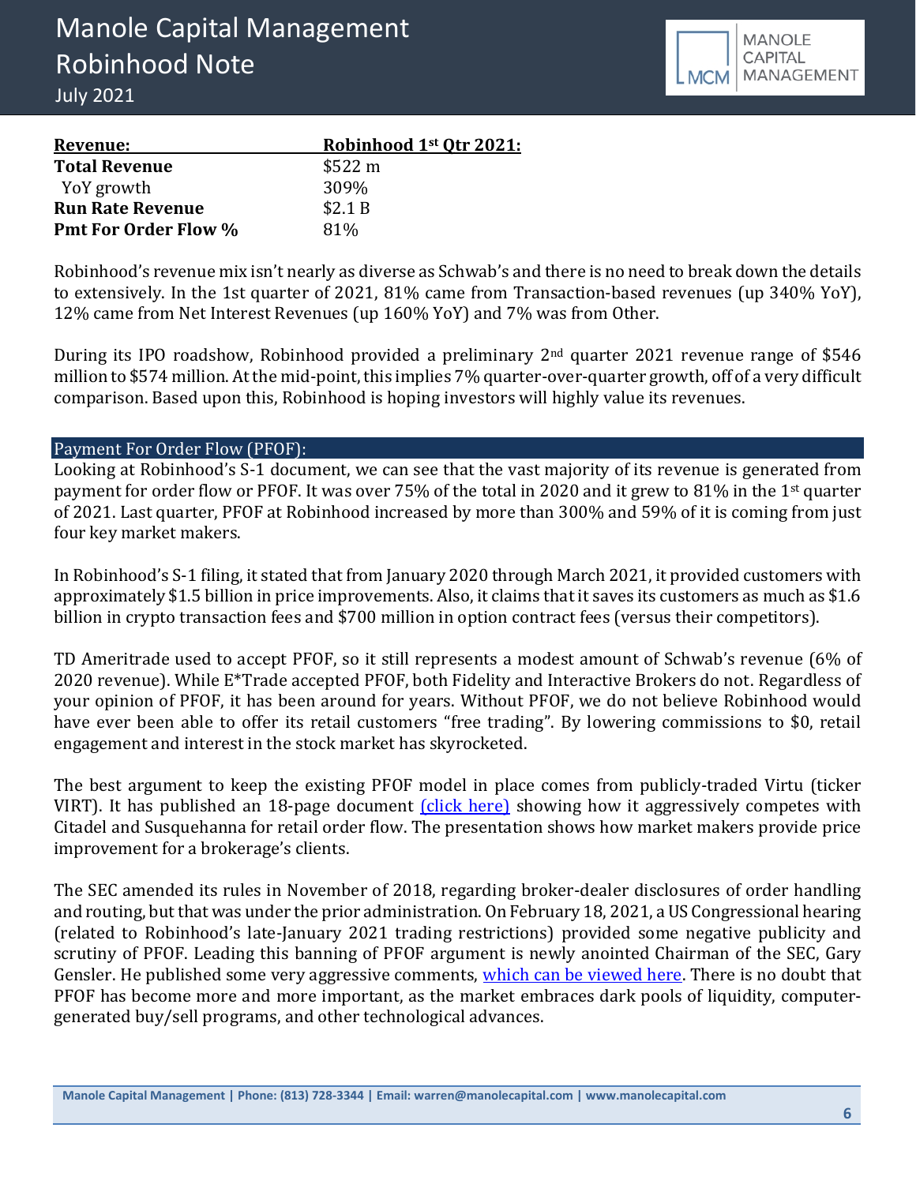| Revenue: | Robinhood 1st Qtr 2021: |
|---|---|
| **Total Revenue** | $522 m |
| YoY growth | 309% |
| **Run Rate Revenue** | $2.1 B |
| **Pmt For Order Flow %** | 81% |

Robinhood's revenue mix isn't nearly as diverse as Schwab's and there is no need to break down the details to extensively. In the 1st quarter of 2021, 81% came from Transaction-based revenues (up 340% YoY), 12% came from Net Interest Revenues (up 160% YoY) and 7% was from Other.

During its IPO roadshow, Robinhood provided a preliminary 2nd quarter 2021 revenue range of $546 million to $574 million. At the mid-point, this implies 7% quarter-over-quarter growth, off of a very difficult comparison. Based upon this, Robinhood is hoping investors will highly value its revenues.

## Payment For Order Flow (PFOF):

Looking at Robinhood's S-1 document, we can see that the vast majority of its revenue is generated from payment for order flow or PFOF. It was over 75% of the total in 2020 and it grew to 81% in the 1st quarter of 2021. Last quarter, PFOF at Robinhood increased by more than 300% and 59% of it is coming from just four key market makers.

In Robinhood's S-1 filing, it stated that from January 2020 through March 2021, it provided customers with approximately $1.5 billion in price improvements. Also, it claims that it saves its customers as much as $1.6 billion in crypto transaction fees and $700 million in option contract fees (versus their competitors).

TD Ameritrade used to accept PFOF, so it still represents a modest amount of Schwab's revenue (6% of 2020 revenue). While E*Trade accepted PFOF, both Fidelity and Interactive Brokers do not. Regardless of your opinion of PFOF, it has been around for years. Without PFOF, we do not believe Robinhood would have ever been able to offer its retail customers "free trading". By lowering commissions to $0, retail engagement and interest in the stock market has skyrocketed.

The best argument to keep the existing PFOF model in place comes from publicly-traded Virtu (ticker VIRT). It has published an 18-page document (click here) showing how it aggressively competes with Citadel and Susquehanna for retail order flow. The presentation shows how market makers provide price improvement for a brokerage's clients.

The SEC amended its rules in November of 2018, regarding broker-dealer disclosures of order handling and routing, but that was under the prior administration. On February 18, 2021, a US Congressional hearing (related to Robinhood's late-January 2021 trading restrictions) provided some negative publicity and scrutiny of PFOF. Leading this banning of PFOF argument is newly anointed Chairman of the SEC, Gary Gensler. He published some very aggressive comments, which can be viewed here. There is no doubt that PFOF has become more and more important, as the market embraces dark pools of liquidity, computer-generated buy/sell programs, and other technological advances.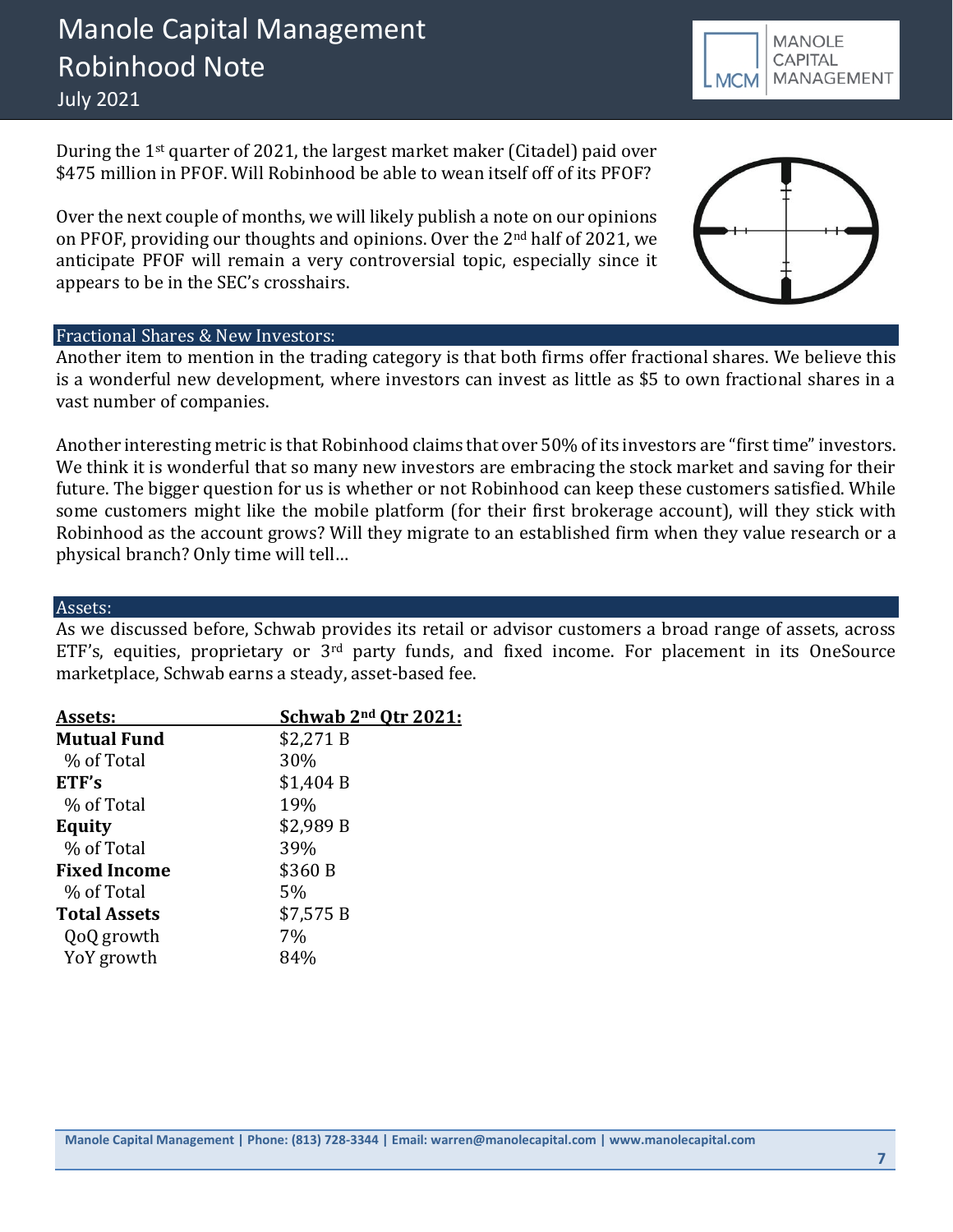During the 1st quarter of 2021, the largest market maker (Citadel) paid over $475 million in PFOF. Will Robinhood be able to wean itself off of its PFOF?

Over the next couple of months, we will likely publish a note on our opinions on PFOF, providing our thoughts and opinions. Over the 2nd half of 2021, we anticipate PFOF will remain a very controversial topic, especially since it appears to be in the SEC's crosshairs.

## Fractional Shares & New Investors:

Another item to mention in the trading category is that both firms offer fractional shares. We believe this is a wonderful new development, where investors can invest as little as $5 to own fractional shares in a vast number of companies.

Another interesting metric is that Robinhood claims that over 50% of its investors are "first time" investors. We think it is wonderful that so many new investors are embracing the stock market and saving for their future. The bigger question for us is whether or not Robinhood can keep these customers satisfied. While some customers might like the mobile platform (for their first brokerage account), will they stick with Robinhood as the account grows? Will they migrate to an established firm when they value research or a physical branch? Only time will tell…

## Assets:

As we discussed before, Schwab provides its retail or advisor customers a broad range of assets, across ETF's, equities, proprietary or 3rd party funds, and fixed income. For placement in its OneSource marketplace, Schwab earns a steady, asset-based fee.

| Assets: | Schwab 2nd Qtr 2021: |
| --- | --- |
| **Mutual Fund** | $2,271 B |
| % of Total | 30% |
| **ETF's** | $1,404 B |
| % of Total | 19% |
| **Equity** | $2,989 B |
| % of Total | 39% |
| **Fixed Income** | $360 B |
| % of Total | 5% |
| **Total Assets** | $7,575 B |
| QoQ growth | 7% |
| YoY growth | 84% |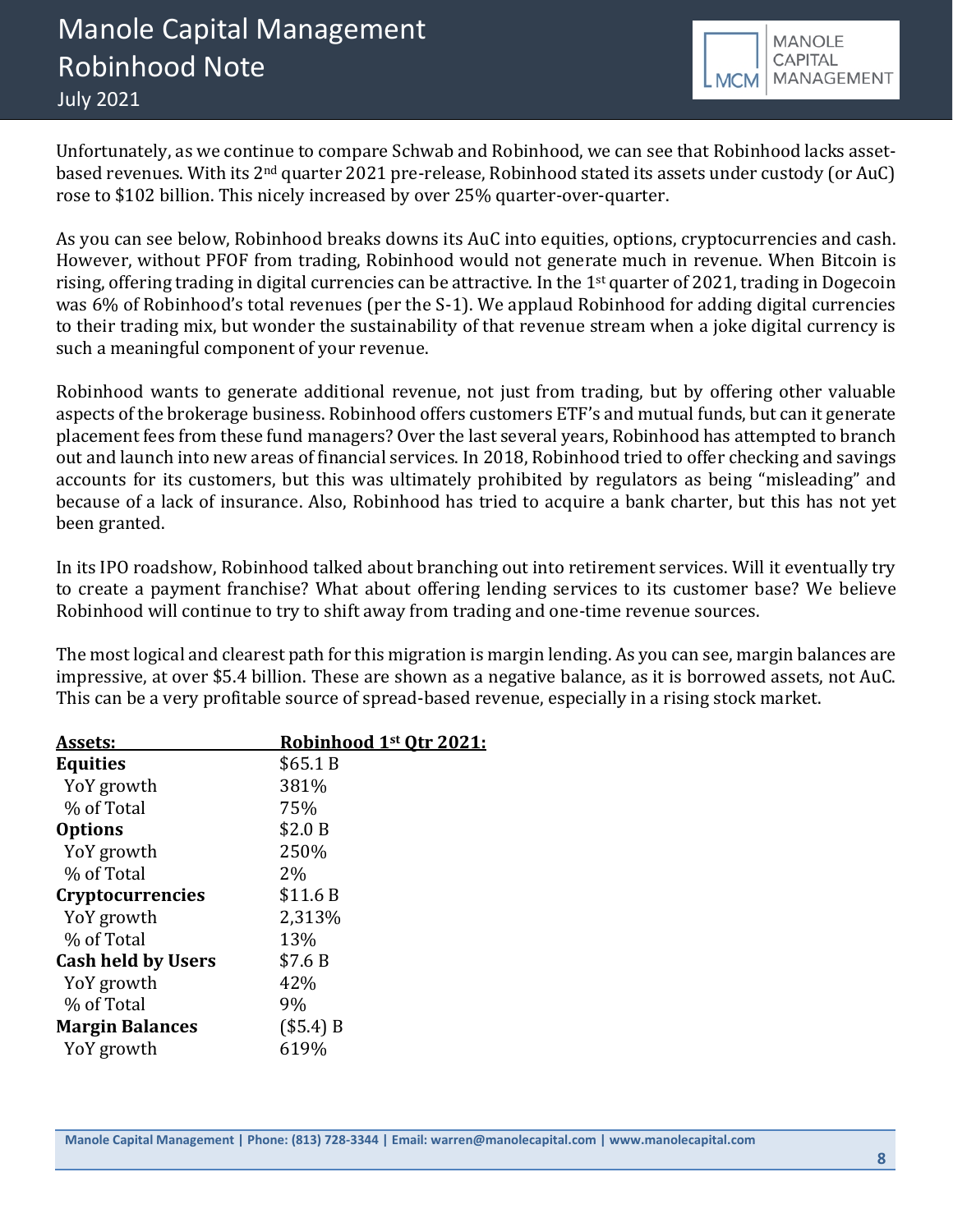Unfortunately, as we continue to compare Schwab and Robinhood, we can see that Robinhood lacks asset-based revenues. With its 2nd quarter 2021 pre-release, Robinhood stated its assets under custody (or AuC) rose to $102 billion. This nicely increased by over 25% quarter-over-quarter.

As you can see below, Robinhood breaks downs its AuC into equities, options, cryptocurrencies and cash. However, without PFOF from trading, Robinhood would not generate much in revenue. When Bitcoin is rising, offering trading in digital currencies can be attractive. In the 1st quarter of 2021, trading in Dogecoin was 6% of Robinhood's total revenues (per the S-1). We applaud Robinhood for adding digital currencies to their trading mix, but wonder the sustainability of that revenue stream when a joke digital currency is such a meaningful component of your revenue.

Robinhood wants to generate additional revenue, not just from trading, but by offering other valuable aspects of the brokerage business. Robinhood offers customers ETF's and mutual funds, but can it generate placement fees from these fund managers? Over the last several years, Robinhood has attempted to branch out and launch into new areas of financial services. In 2018, Robinhood tried to offer checking and savings accounts for its customers, but this was ultimately prohibited by regulators as being "misleading" and because of a lack of insurance. Also, Robinhood has tried to acquire a bank charter, but this has not yet been granted.

In its IPO roadshow, Robinhood talked about branching out into retirement services. Will it eventually try to create a payment franchise? What about offering lending services to its customer base? We believe Robinhood will continue to try to shift away from trading and one-time revenue sources.

The most logical and clearest path for this migration is margin lending. As you can see, margin balances are impressive, at over $5.4 billion. These are shown as a negative balance, as it is borrowed assets, not AuC. This can be a very profitable source of spread-based revenue, especially in a rising stock market.

| Assets: | Robinhood 1st Qtr 2021: |
|---|---|
| **Equities** | $65.1 B |
| YoY growth | 381% |
| % of Total | 75% |
| **Options** | $2.0 B |
| YoY growth | 250% |
| % of Total | 2% |
| **Cryptocurrencies** | $11.6 B |
| YoY growth | 2,313% |
| % of Total | 13% |
| **Cash held by Users** | $7.6 B |
| YoY growth | 42% |
| % of Total | 9% |
| **Margin Balances** | ($5.4) B |
| YoY growth | 619% |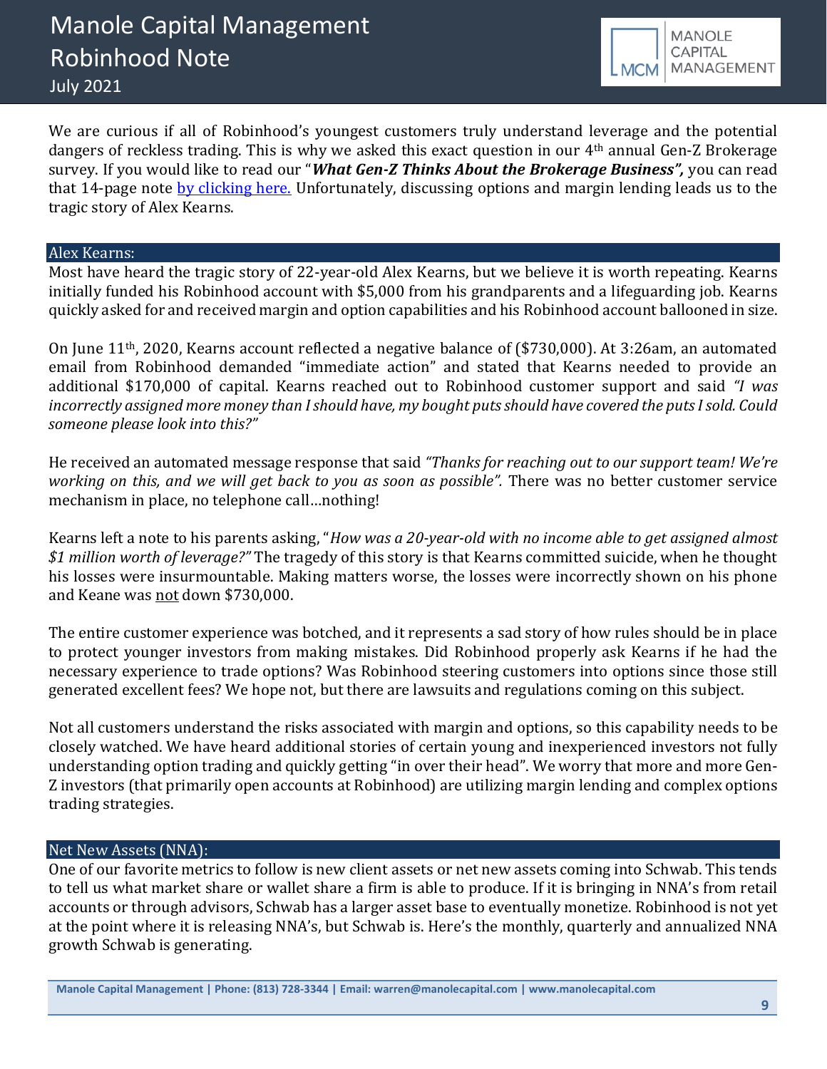We are curious if all of Robinhood's youngest customers truly understand leverage and the potential dangers of reckless trading. This is why we asked this exact question in our 4th annual Gen-Z Brokerage survey. If you would like to read our "***What Gen-Z Thinks About the Brokerage Business",*** you can read that 14-page note [by clicking here.]() Unfortunately, discussing options and margin lending leads us to the tragic story of Alex Kearns.

## Alex Kearns:

Most have heard the tragic story of 22-year-old Alex Kearns, but we believe it is worth repeating. Kearns initially funded his Robinhood account with $5,000 from his grandparents and a lifeguarding job. Kearns quickly asked for and received margin and option capabilities and his Robinhood account ballooned in size.

On June 11th, 2020, Kearns account reflected a negative balance of ($730,000). At 3:26am, an automated email from Robinhood demanded "immediate action" and stated that Kearns needed to provide an additional $170,000 of capital. Kearns reached out to Robinhood customer support and said *"I was incorrectly assigned more money than I should have, my bought puts should have covered the puts I sold. Could someone please look into this?"*

He received an automated message response that said *"Thanks for reaching out to our support team! We're working on this, and we will get back to you as soon as possible".* There was no better customer service mechanism in place, no telephone call…nothing!

Kearns left a note to his parents asking, "*How was a 20-year-old with no income able to get assigned almost $1 million worth of leverage?"* The tragedy of this story is that Kearns committed suicide, when he thought his losses were insurmountable. Making matters worse, the losses were incorrectly shown on his phone and Keane was <u>not</u> down $730,000.

The entire customer experience was botched, and it represents a sad story of how rules should be in place to protect younger investors from making mistakes. Did Robinhood properly ask Kearns if he had the necessary experience to trade options? Was Robinhood steering customers into options since those still generated excellent fees? We hope not, but there are lawsuits and regulations coming on this subject.

Not all customers understand the risks associated with margin and options, so this capability needs to be closely watched. We have heard additional stories of certain young and inexperienced investors not fully understanding option trading and quickly getting "in over their head". We worry that more and more Gen-Z investors (that primarily open accounts at Robinhood) are utilizing margin lending and complex options trading strategies.

## Net New Assets (NNA):

One of our favorite metrics to follow is new client assets or net new assets coming into Schwab. This tends to tell us what market share or wallet share a firm is able to produce. If it is bringing in NNA's from retail accounts or through advisors, Schwab has a larger asset base to eventually monetize. Robinhood is not yet at the point where it is releasing NNA's, but Schwab is. Here's the monthly, quarterly and annualized NNA growth Schwab is generating.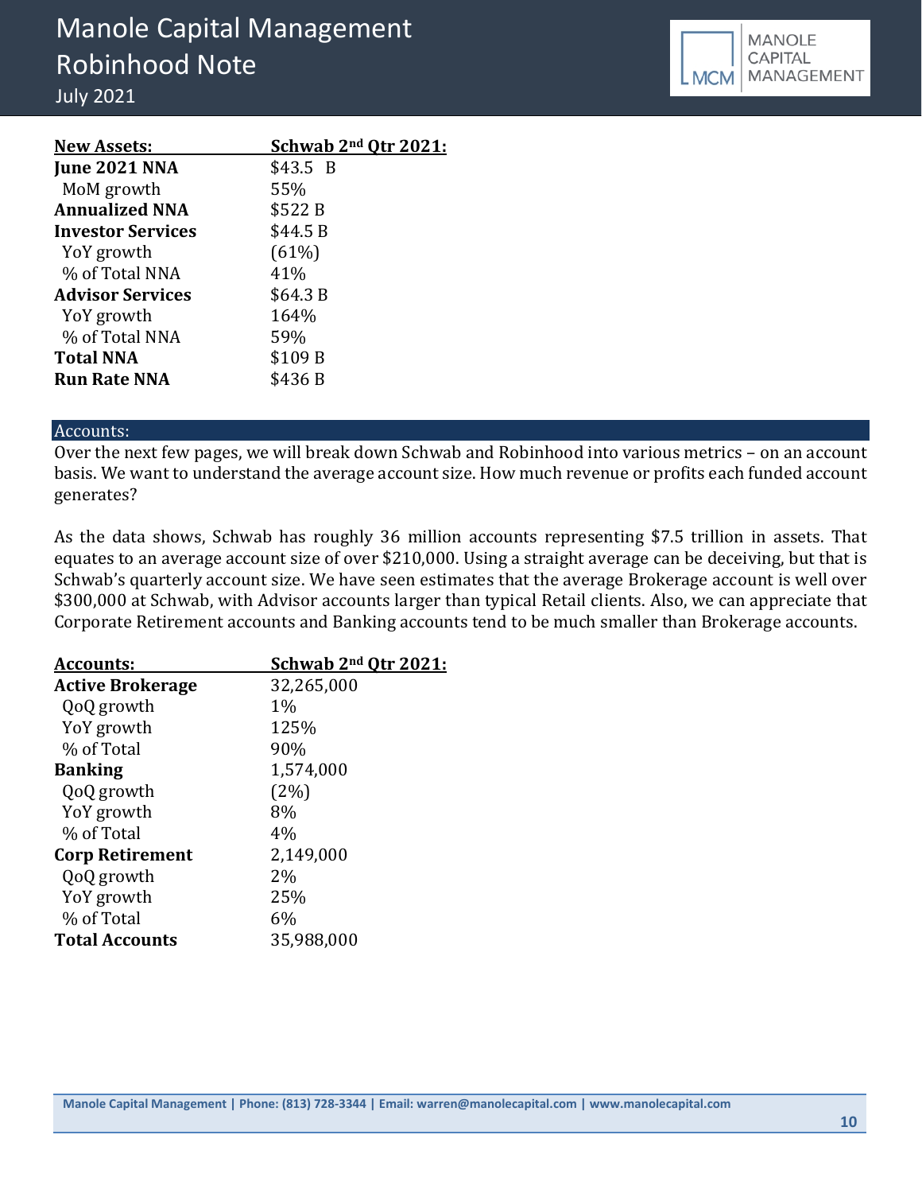| New Assets: | Schwab 2nd Qtr 2021: |
|---|---|
| **June 2021 NNA** | $43.5 B |
| MoM growth | 55% |
| **Annualized NNA** | $522 B |
| **Investor Services** | $44.5 B |
| YoY growth | (61%) |
| % of Total NNA | 41% |
| **Advisor Services** | $64.3 B |
| YoY growth | 164% |
| % of Total NNA | 59% |
| **Total NNA** | $109 B |
| **Run Rate NNA** | $436 B |

## Accounts:

Over the next few pages, we will break down Schwab and Robinhood into various metrics – on an account basis. We want to understand the average account size. How much revenue or profits each funded account generates?

As the data shows, Schwab has roughly 36 million accounts representing $7.5 trillion in assets. That equates to an average account size of over $210,000. Using a straight average can be deceiving, but that is Schwab's quarterly account size. We have seen estimates that the average Brokerage account is well over $300,000 at Schwab, with Advisor accounts larger than typical Retail clients. Also, we can appreciate that Corporate Retirement accounts and Banking accounts tend to be much smaller than Brokerage accounts.

| Accounts: | Schwab 2nd Qtr 2021: |
|---|---|
| **Active Brokerage** | 32,265,000 |
| QoQ growth | 1% |
| YoY growth | 125% |
| % of Total | 90% |
| **Banking** | 1,574,000 |
| QoQ growth | (2%) |
| YoY growth | 8% |
| % of Total | 4% |
| **Corp Retirement** | 2,149,000 |
| QoQ growth | 2% |
| YoY growth | 25% |
| % of Total | 6% |
| **Total Accounts** | 35,988,000 |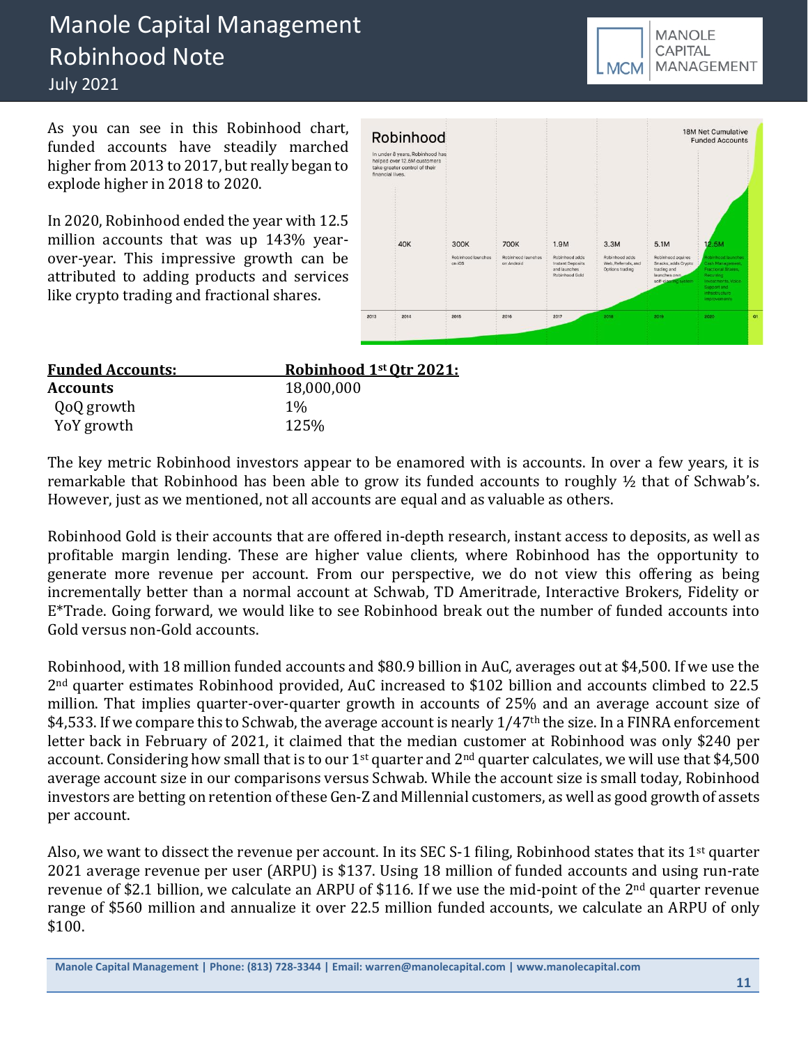As you can see in this Robinhood chart, funded accounts have steadily marched higher from 2013 to 2017, but really began to explode higher in 2018 to 2020.

In 2020, Robinhood ended the year with 12.5 million accounts that was up 143% year-over-year. This impressive growth can be attributed to adding products and services like crypto trading and fractional shares.

| **Funded Accounts:** | **Robinhood 1st Qtr 2021:** |
|---|---|
| **Accounts** | 18,000,000 |
| QoQ growth | 1% |
| YoY growth | 125% |

The key metric Robinhood investors appear to be enamored with is accounts. In over a few years, it is remarkable that Robinhood has been able to grow its funded accounts to roughly ½ that of Schwab's. However, just as we mentioned, not all accounts are equal and as valuable as others.

Robinhood Gold is their accounts that are offered in-depth research, instant access to deposits, as well as profitable margin lending. These are higher value clients, where Robinhood has the opportunity to generate more revenue per account. From our perspective, we do not view this offering as being incrementally better than a normal account at Schwab, TD Ameritrade, Interactive Brokers, Fidelity or E*Trade. Going forward, we would like to see Robinhood break out the number of funded accounts into Gold versus non-Gold accounts.

Robinhood, with 18 million funded accounts and $80.9 billion in AuC, averages out at $4,500. If we use the 2nd quarter estimates Robinhood provided, AuC increased to $102 billion and accounts climbed to 22.5 million. That implies quarter-over-quarter growth in accounts of 25% and an average account size of $4,533. If we compare this to Schwab, the average account is nearly 1/47th the size. In a FINRA enforcement letter back in February of 2021, it claimed that the median customer at Robinhood was only $240 per account. Considering how small that is to our 1st quarter and 2nd quarter calculates, we will use that $4,500 average account size in our comparisons versus Schwab. While the account size is small today, Robinhood investors are betting on retention of these Gen-Z and Millennial customers, as well as good growth of assets per account.

Also, we want to dissect the revenue per account. In its SEC S-1 filing, Robinhood states that its 1st quarter 2021 average revenue per user (ARPU) is $137. Using 18 million of funded accounts and using run-rate revenue of $2.1 billion, we calculate an ARPU of $116. If we use the mid-point of the 2nd quarter revenue range of $560 million and annualize it over 22.5 million funded accounts, we calculate an ARPU of only $100.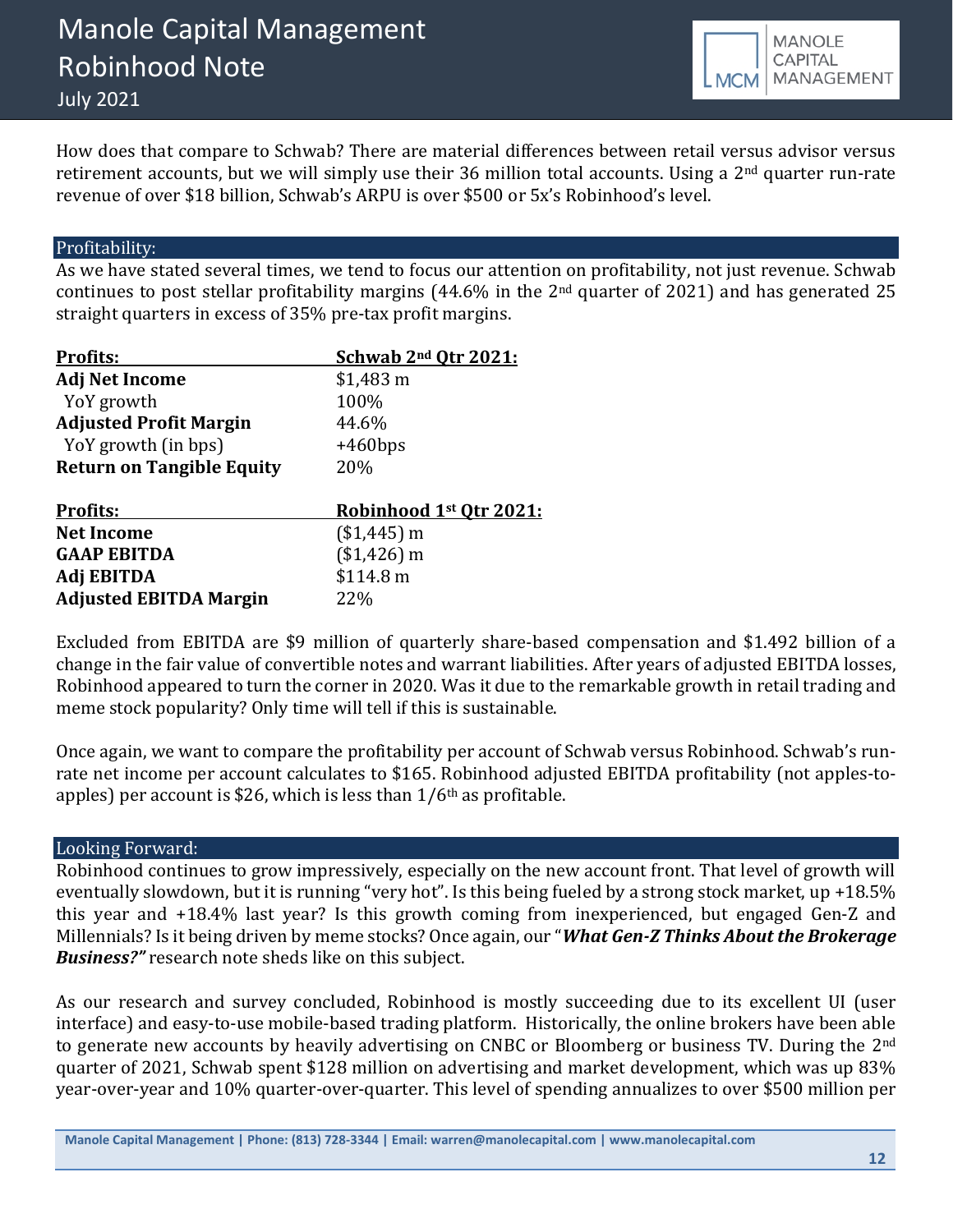How does that compare to Schwab? There are material differences between retail versus advisor versus retirement accounts, but we will simply use their 36 million total accounts. Using a 2nd quarter run-rate revenue of over $18 billion, Schwab's ARPU is over $500 or 5x's Robinhood's level.

## Profitability:

As we have stated several times, we tend to focus our attention on profitability, not just revenue. Schwab continues to post stellar profitability margins (44.6% in the 2nd quarter of 2021) and has generated 25 straight quarters in excess of 35% pre-tax profit margins.

| **Profits:** | **Schwab 2nd Qtr 2021:** |
|---|---|
| **Adj Net Income** | $1,483 m |
| YoY growth | 100% |
| **Adjusted Profit Margin** | 44.6% |
| YoY growth (in bps) | +460bps |
| **Return on Tangible Equity** | 20% |

| **Profits:** | **Robinhood 1st Qtr 2021:** |
|---|---|
| **Net Income** | ($1,445) m |
| **GAAP EBITDA** | ($1,426) m |
| **Adj EBITDA** | $114.8 m |
| **Adjusted EBITDA Margin** | 22% |

Excluded from EBITDA are $9 million of quarterly share-based compensation and $1.492 billion of a change in the fair value of convertible notes and warrant liabilities. After years of adjusted EBITDA losses, Robinhood appeared to turn the corner in 2020. Was it due to the remarkable growth in retail trading and meme stock popularity? Only time will tell if this is sustainable.

Once again, we want to compare the profitability per account of Schwab versus Robinhood. Schwab's run-rate net income per account calculates to $165. Robinhood adjusted EBITDA profitability (not apples-to-apples) per account is $26, which is less than 1/6th as profitable.

## Looking Forward:

Robinhood continues to grow impressively, especially on the new account front. That level of growth will eventually slowdown, but it is running "very hot". Is this being fueled by a strong stock market, up +18.5% this year and +18.4% last year? Is this growth coming from inexperienced, but engaged Gen-Z and Millennials? Is it being driven by meme stocks? Once again, our "***What Gen-Z Thinks About the Brokerage Business?"*** research note sheds like on this subject.

As our research and survey concluded, Robinhood is mostly succeeding due to its excellent UI (user interface) and easy-to-use mobile-based trading platform. Historically, the online brokers have been able to generate new accounts by heavily advertising on CNBC or Bloomberg or business TV. During the 2nd quarter of 2021, Schwab spent $128 million on advertising and market development, which was up 83% year-over-year and 10% quarter-over-quarter. This level of spending annualizes to over $500 million per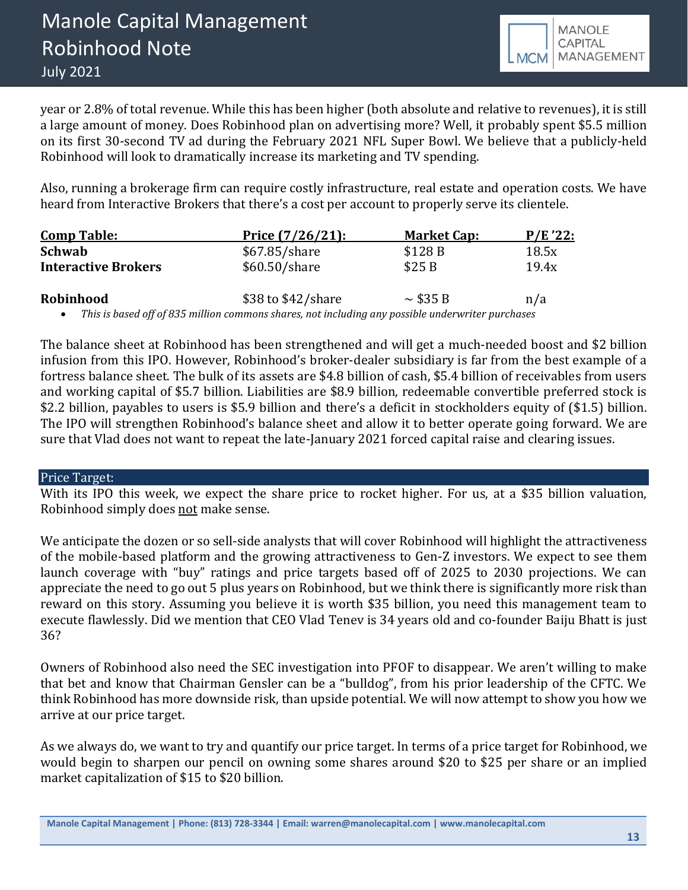year or 2.8% of total revenue. While this has been higher (both absolute and relative to revenues), it is still a large amount of money. Does Robinhood plan on advertising more? Well, it probably spent $5.5 million on its first 30-second TV ad during the February 2021 NFL Super Bowl. We believe that a publicly-held Robinhood will look to dramatically increase its marketing and TV spending.

Also, running a brokerage firm can require costly infrastructure, real estate and operation costs. We have heard from Interactive Brokers that there's a cost per account to properly serve its clientele.

| Comp Table: | Price (7/26/21): | Market Cap: | P/E '22: |
|---|---|---|---|
| **Schwab** | $67.85/share | $128 B | 18.5x |
| **Interactive Brokers** | $60.50/share | $25 B | 19.4x |
| **Robinhood** | $38 to $42/share | ~ $35 B | n/a |

- *This is based off of 835 million commons shares, not including any possible underwriter purchases*

The balance sheet at Robinhood has been strengthened and will get a much-needed boost and $2 billion infusion from this IPO. However, Robinhood's broker-dealer subsidiary is far from the best example of a fortress balance sheet. The bulk of its assets are $4.8 billion of cash, $5.4 billion of receivables from users and working capital of $5.7 billion. Liabilities are $8.9 billion, redeemable convertible preferred stock is $2.2 billion, payables to users is $5.9 billion and there's a deficit in stockholders equity of ($1.5) billion. The IPO will strengthen Robinhood's balance sheet and allow it to better operate going forward. We are sure that Vlad does not want to repeat the late-January 2021 forced capital raise and clearing issues.

## Price Target:

With its IPO this week, we expect the share price to rocket higher. For us, at a $35 billion valuation, Robinhood simply does not make sense.

We anticipate the dozen or so sell-side analysts that will cover Robinhood will highlight the attractiveness of the mobile-based platform and the growing attractiveness to Gen-Z investors. We expect to see them launch coverage with "buy" ratings and price targets based off of 2025 to 2030 projections. We can appreciate the need to go out 5 plus years on Robinhood, but we think there is significantly more risk than reward on this story. Assuming you believe it is worth $35 billion, you need this management team to execute flawlessly. Did we mention that CEO Vlad Tenev is 34 years old and co-founder Baiju Bhatt is just 36?

Owners of Robinhood also need the SEC investigation into PFOF to disappear. We aren't willing to make that bet and know that Chairman Gensler can be a "bulldog", from his prior leadership of the CFTC. We think Robinhood has more downside risk, than upside potential. We will now attempt to show you how we arrive at our price target.

As we always do, we want to try and quantify our price target. In terms of a price target for Robinhood, we would begin to sharpen our pencil on owning some shares around $20 to $25 per share or an implied market capitalization of $15 to $20 billion.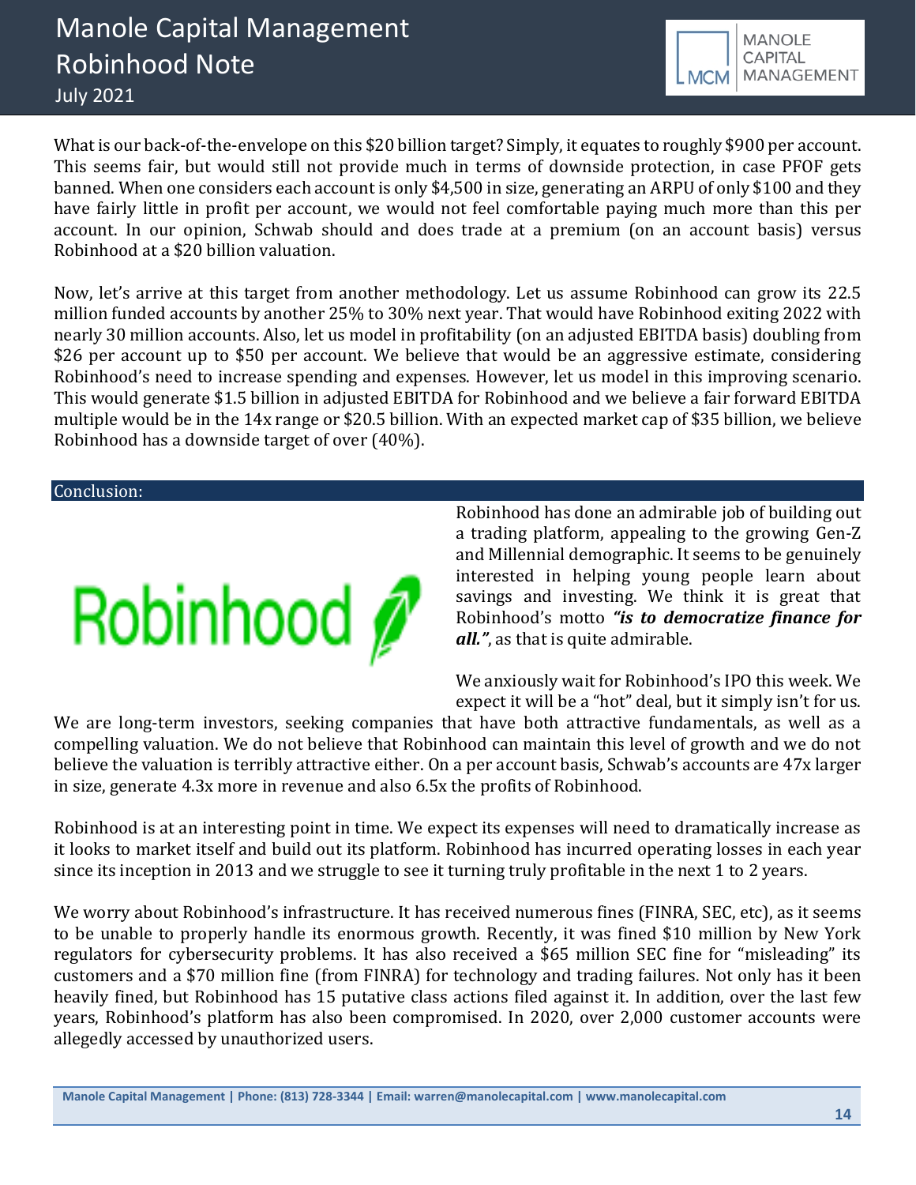What is our back-of-the-envelope on this $20 billion target? Simply, it equates to roughly $900 per account. This seems fair, but would still not provide much in terms of downside protection, in case PFOF gets banned. When one considers each account is only $4,500 in size, generating an ARPU of only $100 and they have fairly little in profit per account, we would not feel comfortable paying much more than this per account. In our opinion, Schwab should and does trade at a premium (on an account basis) versus Robinhood at a $20 billion valuation.

Now, let's arrive at this target from another methodology. Let us assume Robinhood can grow its 22.5 million funded accounts by another 25% to 30% next year. That would have Robinhood exiting 2022 with nearly 30 million accounts. Also, let us model in profitability (on an adjusted EBITDA basis) doubling from $26 per account up to $50 per account. We believe that would be an aggressive estimate, considering Robinhood's need to increase spending and expenses. However, let us model in this improving scenario. This would generate $1.5 billion in adjusted EBITDA for Robinhood and we believe a fair forward EBITDA multiple would be in the 14x range or $20.5 billion. With an expected market cap of $35 billion, we believe Robinhood has a downside target of over (40%).

## Conclusion:

Robinhood has done an admirable job of building out a trading platform, appealing to the growing Gen-Z and Millennial demographic. It seems to be genuinely interested in helping young people learn about savings and investing. We think it is great that Robinhood's motto ***"is to democratize finance for all."***, as that is quite admirable.

We anxiously wait for Robinhood's IPO this week. We expect it will be a "hot" deal, but it simply isn't for us. We are long-term investors, seeking companies that have both attractive fundamentals, as well as a compelling valuation. We do not believe that Robinhood can maintain this level of growth and we do not believe the valuation is terribly attractive either. On a per account basis, Schwab's accounts are 47x larger in size, generate 4.3x more in revenue and also 6.5x the profits of Robinhood.

Robinhood is at an interesting point in time. We expect its expenses will need to dramatically increase as it looks to market itself and build out its platform. Robinhood has incurred operating losses in each year since its inception in 2013 and we struggle to see it turning truly profitable in the next 1 to 2 years.

We worry about Robinhood's infrastructure. It has received numerous fines (FINRA, SEC, etc), as it seems to be unable to properly handle its enormous growth. Recently, it was fined $10 million by New York regulators for cybersecurity problems. It has also received a $65 million SEC fine for "misleading" its customers and a $70 million fine (from FINRA) for technology and trading failures. Not only has it been heavily fined, but Robinhood has 15 putative class actions filed against it. In addition, over the last few years, Robinhood's platform has also been compromised. In 2020, over 2,000 customer accounts were allegedly accessed by unauthorized users.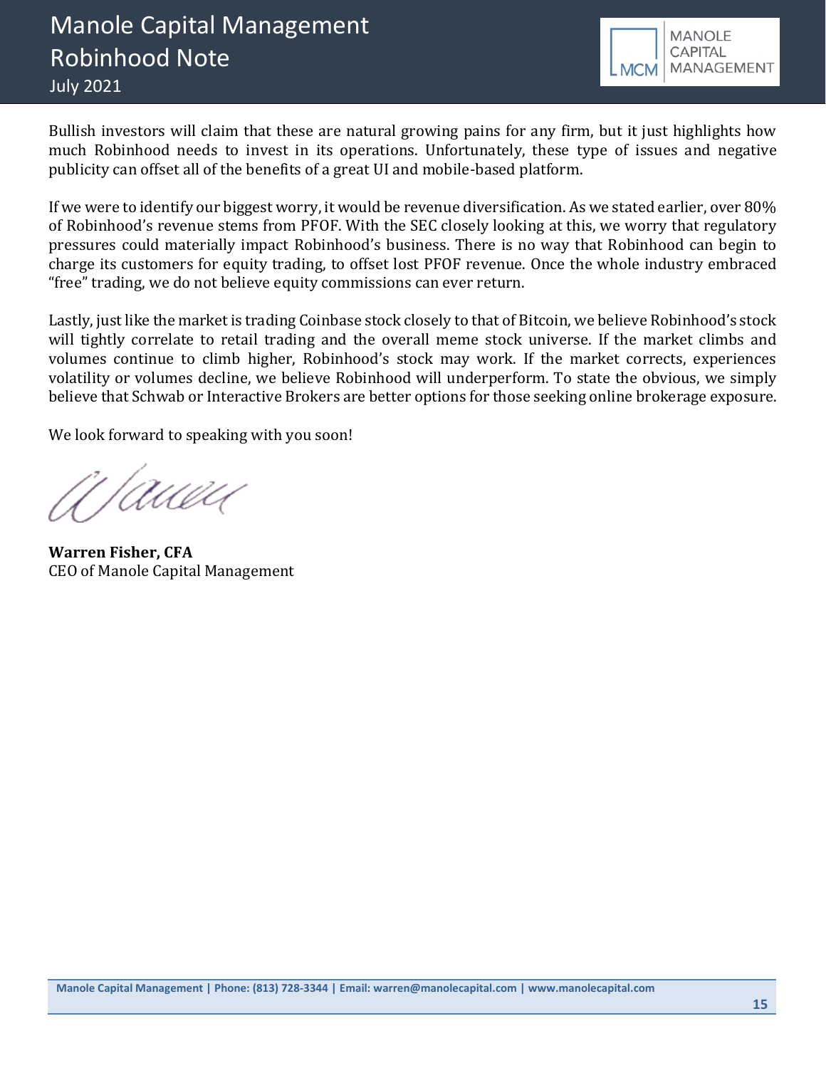Bullish investors will claim that these are natural growing pains for any firm, but it just highlights how much Robinhood needs to invest in its operations. Unfortunately, these type of issues and negative publicity can offset all of the benefits of a great UI and mobile-based platform.

If we were to identify our biggest worry, it would be revenue diversification. As we stated earlier, over 80% of Robinhood's revenue stems from PFOF. With the SEC closely looking at this, we worry that regulatory pressures could materially impact Robinhood's business. There is no way that Robinhood can begin to charge its customers for equity trading, to offset lost PFOF revenue. Once the whole industry embraced "free" trading, we do not believe equity commissions can ever return.

Lastly, just like the market is trading Coinbase stock closely to that of Bitcoin, we believe Robinhood's stock will tightly correlate to retail trading and the overall meme stock universe. If the market climbs and volumes continue to climb higher, Robinhood's stock may work. If the market corrects, experiences volatility or volumes decline, we believe Robinhood will underperform. To state the obvious, we simply believe that Schwab or Interactive Brokers are better options for those seeking online brokerage exposure.

We look forward to speaking with you soon!

**Warren Fisher, CFA**
CEO of Manole Capital Management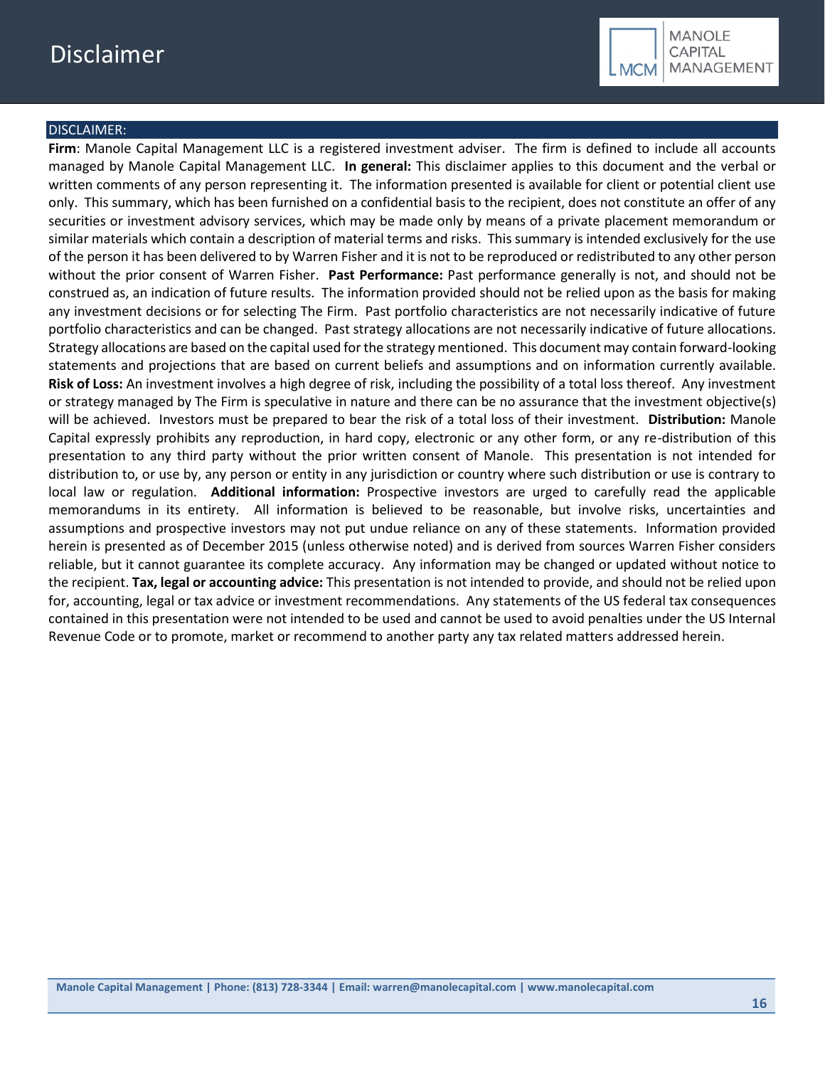# Disclaimer

## DISCLAIMER:

**Firm**: Manole Capital Management LLC is a registered investment adviser. The firm is defined to include all accounts managed by Manole Capital Management LLC. **In general:** This disclaimer applies to this document and the verbal or written comments of any person representing it. The information presented is available for client or potential client use only. This summary, which has been furnished on a confidential basis to the recipient, does not constitute an offer of any securities or investment advisory services, which may be made only by means of a private placement memorandum or similar materials which contain a description of material terms and risks. This summary is intended exclusively for the use of the person it has been delivered to by Warren Fisher and it is not to be reproduced or redistributed to any other person without the prior consent of Warren Fisher. **Past Performance:** Past performance generally is not, and should not be construed as, an indication of future results. The information provided should not be relied upon as the basis for making any investment decisions or for selecting The Firm. Past portfolio characteristics are not necessarily indicative of future portfolio characteristics and can be changed. Past strategy allocations are not necessarily indicative of future allocations. Strategy allocations are based on the capital used for the strategy mentioned. This document may contain forward-looking statements and projections that are based on current beliefs and assumptions and on information currently available. **Risk of Loss:** An investment involves a high degree of risk, including the possibility of a total loss thereof. Any investment or strategy managed by The Firm is speculative in nature and there can be no assurance that the investment objective(s) will be achieved. Investors must be prepared to bear the risk of a total loss of their investment. **Distribution:** Manole Capital expressly prohibits any reproduction, in hard copy, electronic or any other form, or any re-distribution of this presentation to any third party without the prior written consent of Manole. This presentation is not intended for distribution to, or use by, any person or entity in any jurisdiction or country where such distribution or use is contrary to local law or regulation. **Additional information:** Prospective investors are urged to carefully read the applicable memorandums in its entirety. All information is believed to be reasonable, but involve risks, uncertainties and assumptions and prospective investors may not put undue reliance on any of these statements. Information provided herein is presented as of December 2015 (unless otherwise noted) and is derived from sources Warren Fisher considers reliable, but it cannot guarantee its complete accuracy. Any information may be changed or updated without notice to the recipient. **Tax, legal or accounting advice:** This presentation is not intended to provide, and should not be relied upon for, accounting, legal or tax advice or investment recommendations. Any statements of the US federal tax consequences contained in this presentation were not intended to be used and cannot be used to avoid penalties under the US Internal Revenue Code or to promote, market or recommend to another party any tax related matters addressed herein.